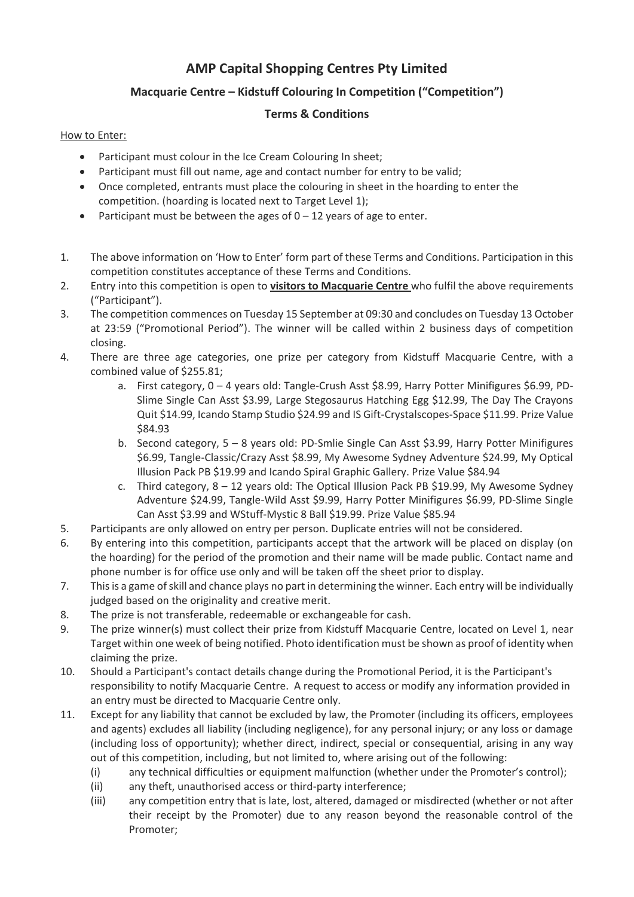# AMP Capital Shopping Centres Pty Limited

## Macquarie Centre – Kidstuff Colouring In Competition ("Competition")

## Terms & Conditions

How to Enter:

- Participant must colour in the Ice Cream Colouring In sheet;
- Participant must fill out name, age and contact number for entry to be valid;
- Once completed, entrants must place the colouring in sheet in the hoarding to enter the competition. (hoarding is located next to Target Level 1);
- Participant must be between the ages of 0 – 12 years of age to enter.

1. The above information on 'How to Enter' form part of these Terms and Conditions. Participation in this competition constitutes acceptance of these Terms and Conditions.
2. Entry into this competition is open to **visitors to Macquarie Centre** who fulfil the above requirements ("Participant").
3. The competition commences on Tuesday 15 September at 09:30 and concludes on Tuesday 13 October at 23:59 ("Promotional Period"). The winner will be called within 2 business days of competition closing.
4. There are three age categories, one prize per category from Kidstuff Macquarie Centre, with a combined value of $255.81;
   a. First category, 0 – 4 years old: Tangle-Crush Asst $8.99, Harry Potter Minifigures $6.99, PD-Slime Single Can Asst $3.99, Large Stegosaurus Hatching Egg $12.99, The Day The Crayons Quit $14.99, Icando Stamp Studio $24.99 and IS Gift-Crystalscopes-Space $11.99. Prize Value $84.93
   b. Second category, 5 – 8 years old: PD-Smlie Single Can Asst $3.99, Harry Potter Minifigures $6.99, Tangle-Classic/Crazy Asst $8.99, My Awesome Sydney Adventure $24.99, My Optical Illusion Pack PB $19.99 and Icando Spiral Graphic Gallery. Prize Value $84.94
   c. Third category, 8 – 12 years old: The Optical Illusion Pack PB $19.99, My Awesome Sydney Adventure $24.99, Tangle-Wild Asst $9.99, Harry Potter Minifigures $6.99, PD-Slime Single Can Asst $3.99 and WStuff-Mystic 8 Ball $19.99. Prize Value $85.94
5. Participants are only allowed on entry per person. Duplicate entries will not be considered.
6. By entering into this competition, participants accept that the artwork will be placed on display (on the hoarding) for the period of the promotion and their name will be made public. Contact name and phone number is for office use only and will be taken off the sheet prior to display.
7. This is a game of skill and chance plays no part in determining the winner. Each entry will be individually judged based on the originality and creative merit.
8. The prize is not transferable, redeemable or exchangeable for cash.
9. The prize winner(s) must collect their prize from Kidstuff Macquarie Centre, located on Level 1, near Target within one week of being notified. Photo identification must be shown as proof of identity when claiming the prize.
10. Should a Participant's contact details change during the Promotional Period, it is the Participant's responsibility to notify Macquarie Centre. A request to access or modify any information provided in an entry must be directed to Macquarie Centre only.
11. Except for any liability that cannot be excluded by law, the Promoter (including its officers, employees and agents) excludes all liability (including negligence), for any personal injury; or any loss or damage (including loss of opportunity); whether direct, indirect, special or consequential, arising in any way out of this competition, including, but not limited to, where arising out of the following:
    (i) any technical difficulties or equipment malfunction (whether under the Promoter's control);
    (ii) any theft, unauthorised access or third-party interference;
    (iii) any competition entry that is late, lost, altered, damaged or misdirected (whether or not after their receipt by the Promoter) due to any reason beyond the reasonable control of the Promoter;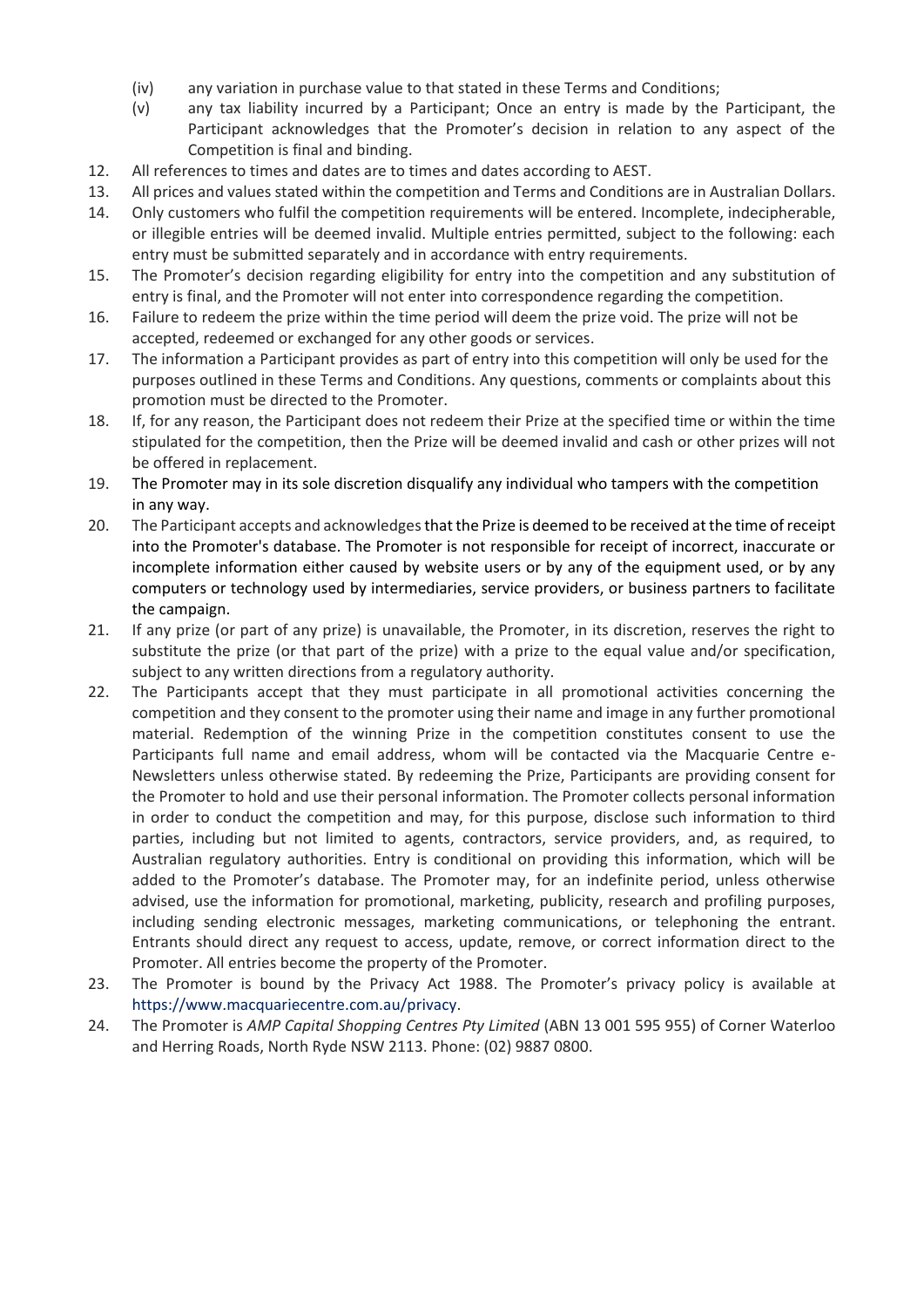(iv) any variation in purchase value to that stated in these Terms and Conditions;

(v) any tax liability incurred by a Participant; Once an entry is made by the Participant, the Participant acknowledges that the Promoter's decision in relation to any aspect of the Competition is final and binding.

12. All references to times and dates are to times and dates according to AEST.
13. All prices and values stated within the competition and Terms and Conditions are in Australian Dollars.
14. Only customers who fulfil the competition requirements will be entered. Incomplete, indecipherable, or illegible entries will be deemed invalid. Multiple entries permitted, subject to the following: each entry must be submitted separately and in accordance with entry requirements.
15. The Promoter's decision regarding eligibility for entry into the competition and any substitution of entry is final, and the Promoter will not enter into correspondence regarding the competition.
16. Failure to redeem the prize within the time period will deem the prize void. The prize will not be accepted, redeemed or exchanged for any other goods or services.
17. The information a Participant provides as part of entry into this competition will only be used for the purposes outlined in these Terms and Conditions. Any questions, comments or complaints about this promotion must be directed to the Promoter.
18. If, for any reason, the Participant does not redeem their Prize at the specified time or within the time stipulated for the competition, then the Prize will be deemed invalid and cash or other prizes will not be offered in replacement.
19. The Promoter may in its sole discretion disqualify any individual who tampers with the competition in any way.
20. The Participant accepts and acknowledges that the Prize is deemed to be received at the time of receipt into the Promoter's database. The Promoter is not responsible for receipt of incorrect, inaccurate or incomplete information either caused by website users or by any of the equipment used, or by any computers or technology used by intermediaries, service providers, or business partners to facilitate the campaign.
21. If any prize (or part of any prize) is unavailable, the Promoter, in its discretion, reserves the right to substitute the prize (or that part of the prize) with a prize to the equal value and/or specification, subject to any written directions from a regulatory authority.
22. The Participants accept that they must participate in all promotional activities concerning the competition and they consent to the promoter using their name and image in any further promotional material. Redemption of the winning Prize in the competition constitutes consent to use the Participants full name and email address, whom will be contacted via the Macquarie Centre e-Newsletters unless otherwise stated. By redeeming the Prize, Participants are providing consent for the Promoter to hold and use their personal information. The Promoter collects personal information in order to conduct the competition and may, for this purpose, disclose such information to third parties, including but not limited to agents, contractors, service providers, and, as required, to Australian regulatory authorities. Entry is conditional on providing this information, which will be added to the Promoter's database. The Promoter may, for an indefinite period, unless otherwise advised, use the information for promotional, marketing, publicity, research and profiling purposes, including sending electronic messages, marketing communications, or telephoning the entrant. Entrants should direct any request to access, update, remove, or correct information direct to the Promoter. All entries become the property of the Promoter.
23. The Promoter is bound by the Privacy Act 1988. The Promoter's privacy policy is available at https://www.macquariecentre.com.au/privacy.
24. The Promoter is *AMP Capital Shopping Centres Pty Limited* (ABN 13 001 595 955) of Corner Waterloo and Herring Roads, North Ryde NSW 2113. Phone: (02) 9887 0800.